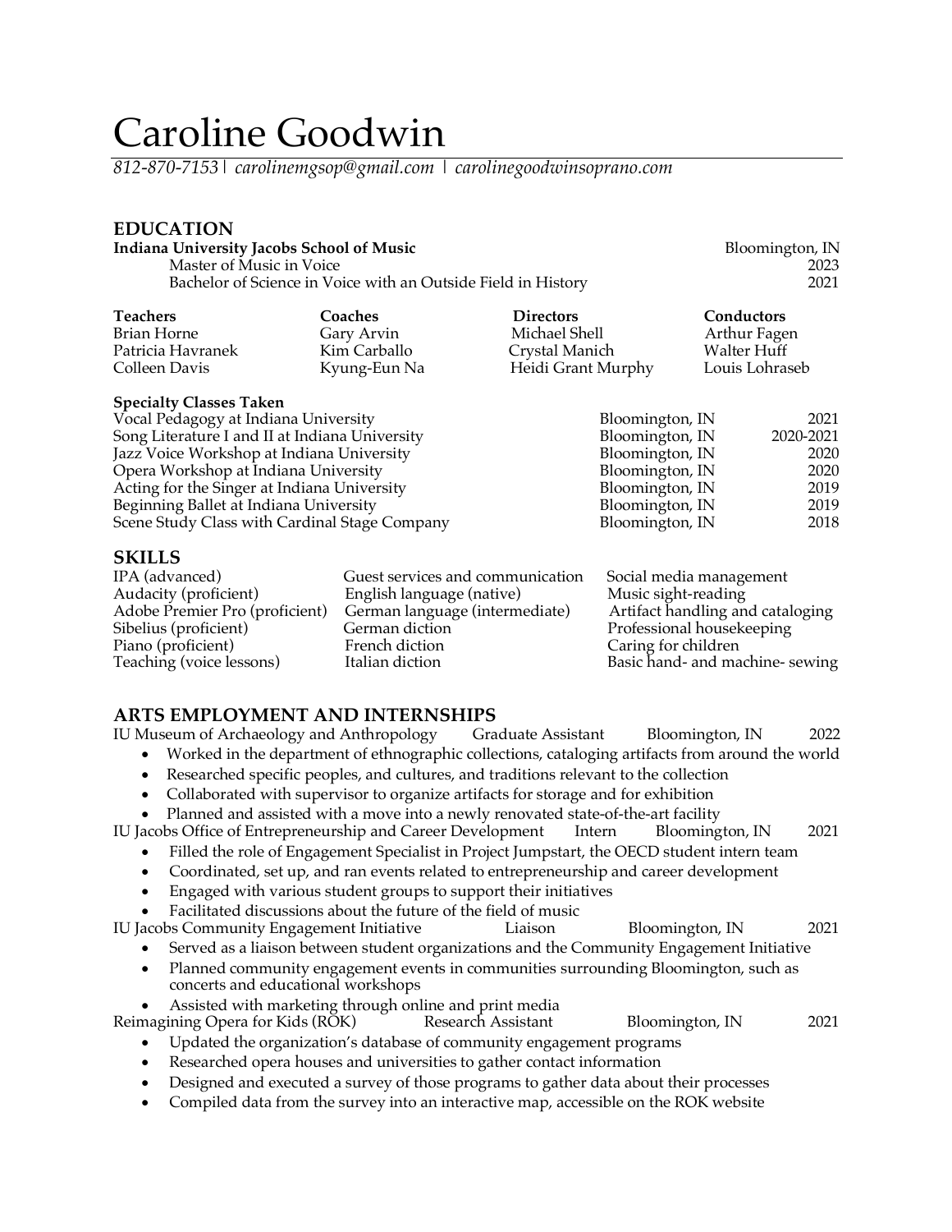# Caroline Goodwin

*812-870-7153 | carolinemgsop@gmail.com | carolinegoodwinsoprano.com*

## EDUCATION

**Indiana University Jacobs School of Music** — Bloomington, IN

- Master of Music in Voice — 2023
- Bachelor of Science in Voice with an Outside Field in History — 2021

| Teachers | Coaches | Directors | Conductors |
|---|---|---|---|
| Brian Horne | Gary Arvin | Michael Shell | Arthur Fagen |
| Patricia Havranek | Kim Carballo | Crystal Manich | Walter Huff |
| Colleen Davis | Kyung-Eun Na | Heidi Grant Murphy | Louis Lohraseb |

**Specialty Classes Taken**

| | | |
|---|---|---|
| Vocal Pedagogy at Indiana University | Bloomington, IN | 2021 |
| Song Literature I and II at Indiana University | Bloomington, IN | 2020-2021 |
| Jazz Voice Workshop at Indiana University | Bloomington, IN | 2020 |
| Opera Workshop at Indiana University | Bloomington, IN | 2020 |
| Acting for the Singer at Indiana University | Bloomington, IN | 2019 |
| Beginning Ballet at Indiana University | Bloomington, IN | 2019 |
| Scene Study Class with Cardinal Stage Company | Bloomington, IN | 2018 |

## SKILLS

| | | |
|---|---|---|
| IPA (advanced) | Guest services and communication | Social media management |
| Audacity (proficient) | English language (native) | Music sight-reading |
| Adobe Premier Pro (proficient) | German language (intermediate) | Artifact handling and cataloging |
| Sibelius (proficient) | German diction | Professional housekeeping |
| Piano (proficient) | French diction | Caring for children |
| Teaching (voice lessons) | Italian diction | Basic hand- and machine- sewing |

## ARTS EMPLOYMENT AND INTERNSHIPS

**IU Museum of Archaeology and Anthropology** — Graduate Assistant — Bloomington, IN — 2022

- Worked in the department of ethnographic collections, cataloging artifacts from around the world
- Researched specific peoples, and cultures, and traditions relevant to the collection
- Collaborated with supervisor to organize artifacts for storage and for exhibition
- Planned and assisted with a move into a newly renovated state-of-the-art facility

**IU Jacobs Office of Entrepreneurship and Career Development** — Intern — Bloomington, IN — 2021

- Filled the role of Engagement Specialist in Project Jumpstart, the OECD student intern team
- Coordinated, set up, and ran events related to entrepreneurship and career development
- Engaged with various student groups to support their initiatives
- Facilitated discussions about the future of the field of music

**IU Jacobs Community Engagement Initiative** — Liaison — Bloomington, IN — 2021

- Served as a liaison between student organizations and the Community Engagement Initiative
- Planned community engagement events in communities surrounding Bloomington, such as concerts and educational workshops
- Assisted with marketing through online and print media

**Reimagining Opera for Kids (ROK)** — Research Assistant — Bloomington, IN — 2021

- Updated the organization's database of community engagement programs
- Researched opera houses and universities to gather contact information
- Designed and executed a survey of those programs to gather data about their processes
- Compiled data from the survey into an interactive map, accessible on the ROK website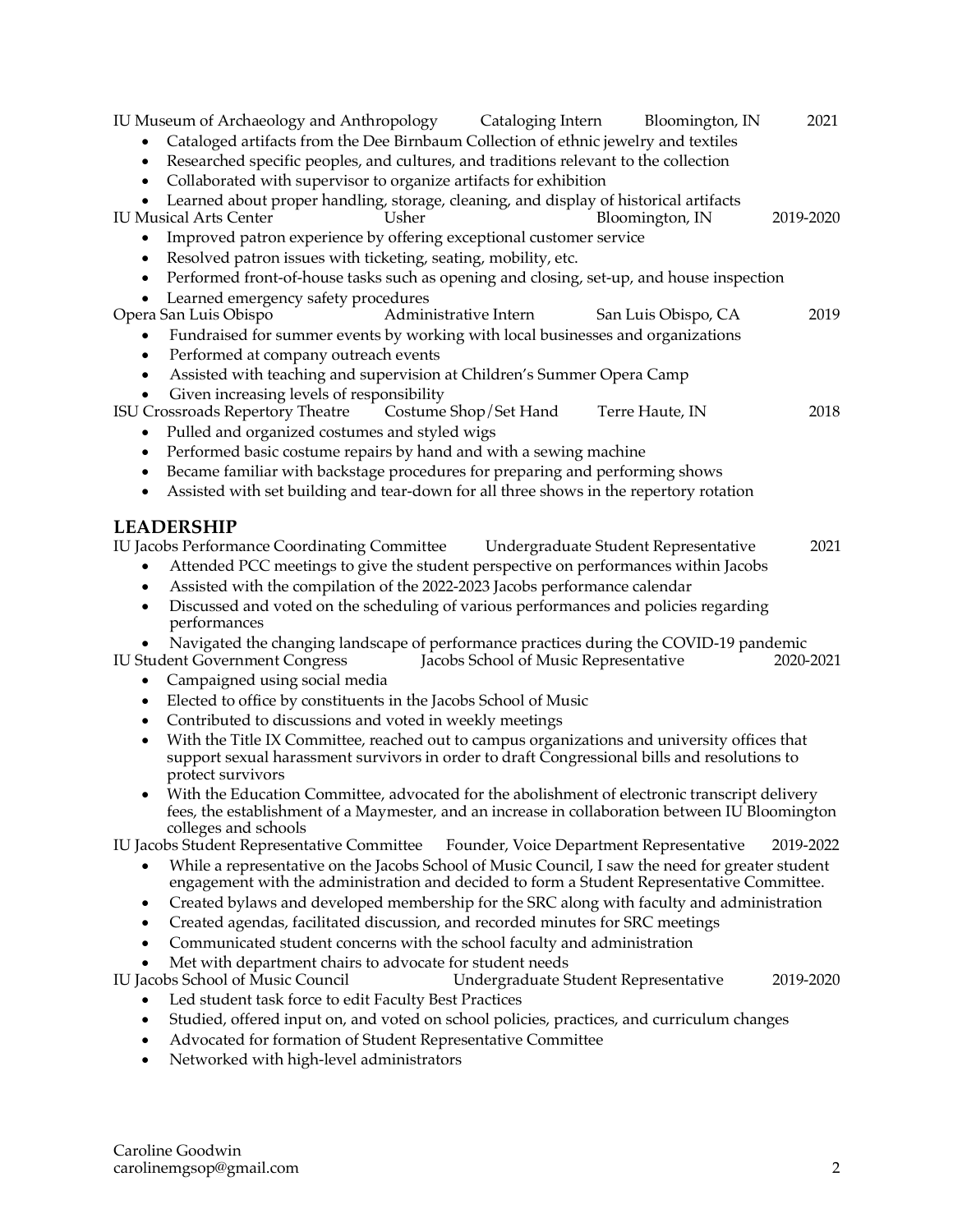IU Museum of Archaeology and Anthropology | Cataloging Intern | Bloomington, IN | 2021

- Cataloged artifacts from the Dee Birnbaum Collection of ethnic jewelry and textiles
- Researched specific peoples, and cultures, and traditions relevant to the collection
- Collaborated with supervisor to organize artifacts for exhibition
- Learned about proper handling, storage, cleaning, and display of historical artifacts

IU Musical Arts Center | Usher | Bloomington, IN | 2019-2020

- Improved patron experience by offering exceptional customer service
- Resolved patron issues with ticketing, seating, mobility, etc.
- Performed front-of-house tasks such as opening and closing, set-up, and house inspection
- Learned emergency safety procedures

Opera San Luis Obispo | Administrative Intern | San Luis Obispo, CA | 2019

- Fundraised for summer events by working with local businesses and organizations
- Performed at company outreach events
- Assisted with teaching and supervision at Children's Summer Opera Camp
- Given increasing levels of responsibility

ISU Crossroads Repertory Theatre | Costume Shop/Set Hand | Terre Haute, IN | 2018

- Pulled and organized costumes and styled wigs
- Performed basic costume repairs by hand and with a sewing machine
- Became familiar with backstage procedures for preparing and performing shows
- Assisted with set building and tear-down for all three shows in the repertory rotation

## LEADERSHIP

IU Jacobs Performance Coordinating Committee | Undergraduate Student Representative | 2021

- Attended PCC meetings to give the student perspective on performances within Jacobs
- Assisted with the compilation of the 2022-2023 Jacobs performance calendar
- Discussed and voted on the scheduling of various performances and policies regarding performances
- Navigated the changing landscape of performance practices during the COVID-19 pandemic

IU Student Government Congress | Jacobs School of Music Representative | 2020-2021

- Campaigned using social media
- Elected to office by constituents in the Jacobs School of Music
- Contributed to discussions and voted in weekly meetings
- With the Title IX Committee, reached out to campus organizations and university offices that support sexual harassment survivors in order to draft Congressional bills and resolutions to protect survivors
- With the Education Committee, advocated for the abolishment of electronic transcript delivery fees, the establishment of a Maymester, and an increase in collaboration between IU Bloomington colleges and schools

IU Jacobs Student Representative Committee | Founder, Voice Department Representative | 2019-2022

- While a representative on the Jacobs School of Music Council, I saw the need for greater student engagement with the administration and decided to form a Student Representative Committee.
- Created bylaws and developed membership for the SRC along with faculty and administration
- Created agendas, facilitated discussion, and recorded minutes for SRC meetings
- Communicated student concerns with the school faculty and administration
- Met with department chairs to advocate for student needs

IU Jacobs School of Music Council | Undergraduate Student Representative | 2019-2020

- Led student task force to edit Faculty Best Practices
- Studied, offered input on, and voted on school policies, practices, and curriculum changes
- Advocated for formation of Student Representative Committee
- Networked with high-level administrators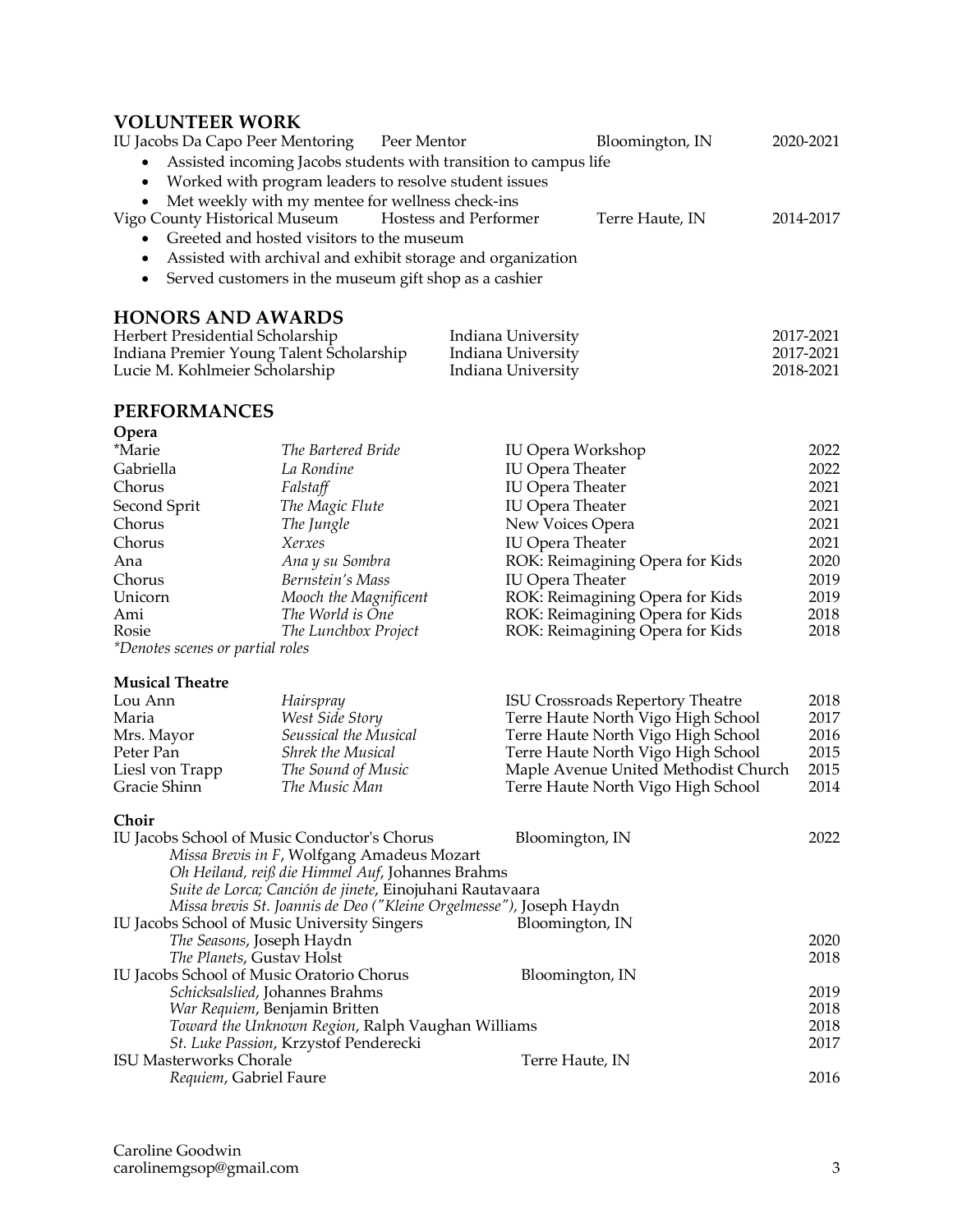## VOLUNTEER WORK

IU Jacobs Da Capo Peer Mentoring — Peer Mentor — Bloomington, IN — 2020-2021

- Assisted incoming Jacobs students with transition to campus life
- Worked with program leaders to resolve student issues
- Met weekly with my mentee for wellness check-ins

Vigo County Historical Museum — Hostess and Performer — Terre Haute, IN — 2014-2017

- Greeted and hosted visitors to the museum
- Assisted with archival and exhibit storage and organization
- Served customers in the museum gift shop as a cashier

## HONORS AND AWARDS

| | | |
|---|---|---|
| Herbert Presidential Scholarship | Indiana University | 2017-2021 |
| Indiana Premier Young Talent Scholarship | Indiana University | 2017-2021 |
| Lucie M. Kohlmeier Scholarship | Indiana University | 2018-2021 |

## PERFORMANCES

### Opera

| | | | |
|---|---|---|---|
| *Marie | *The Bartered Bride* | IU Opera Workshop | 2022 |
| Gabriella | *La Rondine* | IU Opera Theater | 2022 |
| Chorus | *Falstaff* | IU Opera Theater | 2021 |
| Second Sprit | *The Magic Flute* | IU Opera Theater | 2021 |
| Chorus | *The Jungle* | New Voices Opera | 2021 |
| Chorus | *Xerxes* | IU Opera Theater | 2021 |
| Ana | *Ana y su Sombra* | ROK: Reimagining Opera for Kids | 2020 |
| Chorus | *Bernstein's Mass* | IU Opera Theater | 2019 |
| Unicorn | *Mooch the Magnificent* | ROK: Reimagining Opera for Kids | 2019 |
| Ami | *The World is One* | ROK: Reimagining Opera for Kids | 2018 |
| Rosie | *The Lunchbox Project* | ROK: Reimagining Opera for Kids | 2018 |

*\*Denotes scenes or partial roles*

### Musical Theatre

| | | | |
|---|---|---|---|
| Lou Ann | *Hairspray* | ISU Crossroads Repertory Theatre | 2018 |
| Maria | *West Side Story* | Terre Haute North Vigo High School | 2017 |
| Mrs. Mayor | *Seussical the Musical* | Terre Haute North Vigo High School | 2016 |
| Peter Pan | *Shrek the Musical* | Terre Haute North Vigo High School | 2015 |
| Liesl von Trapp | *The Sound of Music* | Maple Avenue United Methodist Church | 2015 |
| Gracie Shinn | *The Music Man* | Terre Haute North Vigo High School | 2014 |

### Choir

IU Jacobs School of Music Conductor's Chorus — Bloomington, IN — 2022

- *Missa Brevis in F*, Wolfgang Amadeus Mozart
- *Oh Heiland, reiß die Himmel Auf*, Johannes Brahms
- *Suite de Lorca; Canción de jinete*, Einojuhani Rautavaara
- *Missa brevis St. Joannis de Deo ("Kleine Orgelmesse")*, Joseph Haydn

IU Jacobs School of Music University Singers — Bloomington, IN

- *The Seasons*, Joseph Haydn — 2020
- *The Planets*, Gustav Holst — 2018

IU Jacobs School of Music Oratorio Chorus — Bloomington, IN

- *Schicksalslied*, Johannes Brahms — 2019
- *War Requiem*, Benjamin Britten — 2018
- *Toward the Unknown Region*, Ralph Vaughan Williams — 2018
- *St. Luke Passion*, Krzystof Penderecki — 2017

ISU Masterworks Chorale — Terre Haute, IN

- *Requiem*, Gabriel Faure — 2016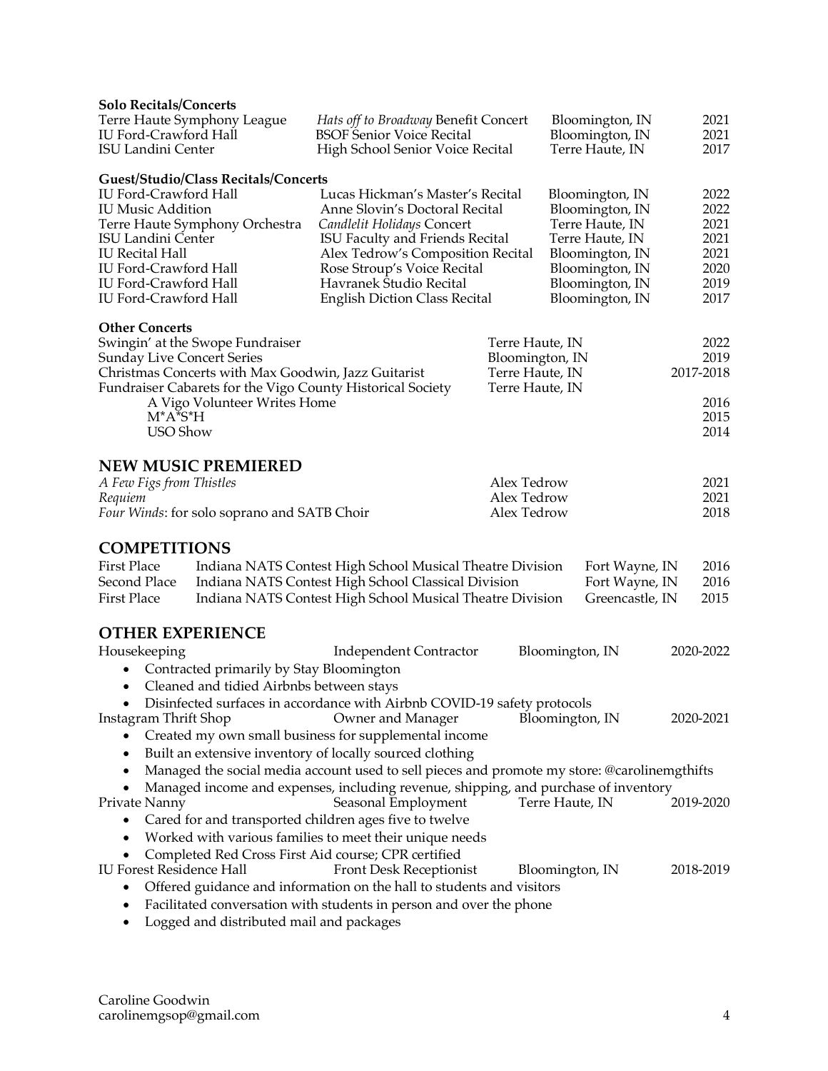**Solo Recitals/Concerts**

| | | | |
|---|---|---|---|
| Terre Haute Symphony League | *Hats off to Broadway* Benefit Concert | Bloomington, IN | 2021 |
| IU Ford-Crawford Hall | BSOF Senior Voice Recital | Bloomington, IN | 2021 |
| ISU Landini Center | High School Senior Voice Recital | Terre Haute, IN | 2017 |

**Guest/Studio/Class Recitals/Concerts**

| | | | |
|---|---|---|---|
| IU Ford-Crawford Hall | Lucas Hickman's Master's Recital | Bloomington, IN | 2022 |
| IU Music Addition | Anne Slovin's Doctoral Recital | Bloomington, IN | 2022 |
| Terre Haute Symphony Orchestra | *Candlelit Holidays* Concert | Terre Haute, IN | 2021 |
| ISU Landini Center | ISU Faculty and Friends Recital | Terre Haute, IN | 2021 |
| IU Recital Hall | Alex Tedrow's Composition Recital | Bloomington, IN | 2021 |
| IU Ford-Crawford Hall | Rose Stroup's Voice Recital | Bloomington, IN | 2020 |
| IU Ford-Crawford Hall | Havranek Studio Recital | Bloomington, IN | 2019 |
| IU Ford-Crawford Hall | English Diction Class Recital | Bloomington, IN | 2017 |

**Other Concerts**

| | | |
|---|---|---|
| Swingin' at the Swope Fundraiser | Terre Haute, IN | 2022 |
| Sunday Live Concert Series | Bloomington, IN | 2019 |
| Christmas Concerts with Max Goodwin, Jazz Guitarist | Terre Haute, IN | 2017-2018 |
| Fundraiser Cabarets for the Vigo County Historical Society | Terre Haute, IN | |
| A Vigo Volunteer Writes Home | | 2016 |
| M*A*S*H | | 2015 |
| USO Show | | 2014 |

## NEW MUSIC PREMIERED

| | | |
|---|---|---|
| *A Few Figs from Thistles* | Alex Tedrow | 2021 |
| *Requiem* | Alex Tedrow | 2021 |
| *Four Winds*: for solo soprano and SATB Choir | Alex Tedrow | 2018 |

## COMPETITIONS

| | | | |
|---|---|---|---|
| First Place | Indiana NATS Contest High School Musical Theatre Division | Fort Wayne, IN | 2016 |
| Second Place | Indiana NATS Contest High School Classical Division | Fort Wayne, IN | 2016 |
| First Place | Indiana NATS Contest High School Musical Theatre Division | Greencastle, IN | 2015 |

## OTHER EXPERIENCE

**Housekeeping** | Independent Contractor | Bloomington, IN | 2020-2022
- Contracted primarily by Stay Bloomington
- Cleaned and tidied Airbnbs between stays
- Disinfected surfaces in accordance with Airbnb COVID-19 safety protocols

**Instagram Thrift Shop** | Owner and Manager | Bloomington, IN | 2020-2021
- Created my own small business for supplemental income
- Built an extensive inventory of locally sourced clothing
- Managed the social media account used to sell pieces and promote my store: @carolinemgthifts
- Managed income and expenses, including revenue, shipping, and purchase of inventory

**Private Nanny** | Seasonal Employment | Terre Haute, IN | 2019-2020
- Cared for and transported children ages five to twelve
- Worked with various families to meet their unique needs
- Completed Red Cross First Aid course; CPR certified

**IU Forest Residence Hall** | Front Desk Receptionist | Bloomington, IN | 2018-2019
- Offered guidance and information on the hall to students and visitors
- Facilitated conversation with students in person and over the phone
- Logged and distributed mail and packages

Caroline Goodwin
carolinemgsop@gmail.com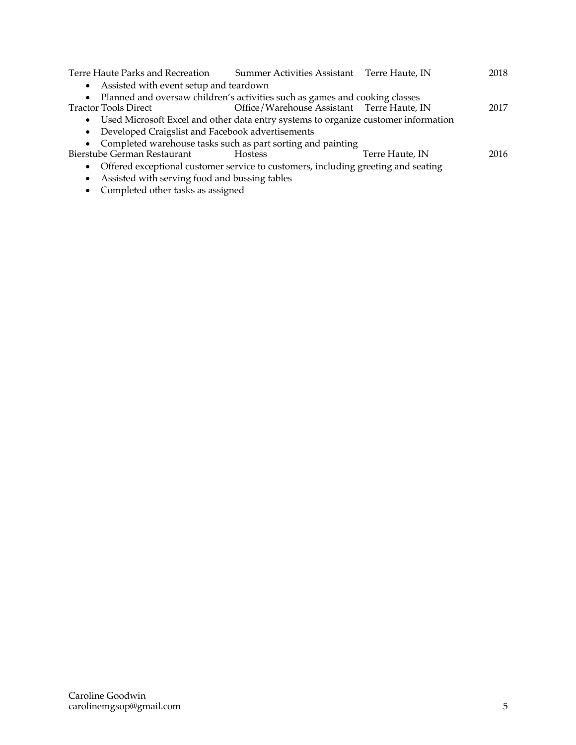Terre Haute Parks and Recreation | Summer Activities Assistant | Terre Haute, IN | 2018

- Assisted with event setup and teardown
- Planned and oversaw children's activities such as games and cooking classes

Tractor Tools Direct | Office/Warehouse Assistant | Terre Haute, IN | 2017

- Used Microsoft Excel and other data entry systems to organize customer information
- Developed Craigslist and Facebook advertisements
- Completed warehouse tasks such as part sorting and painting

Bierstube German Restaurant | Hostess | Terre Haute, IN | 2016

- Offered exceptional customer service to customers, including greeting and seating
- Assisted with serving food and bussing tables
- Completed other tasks as assigned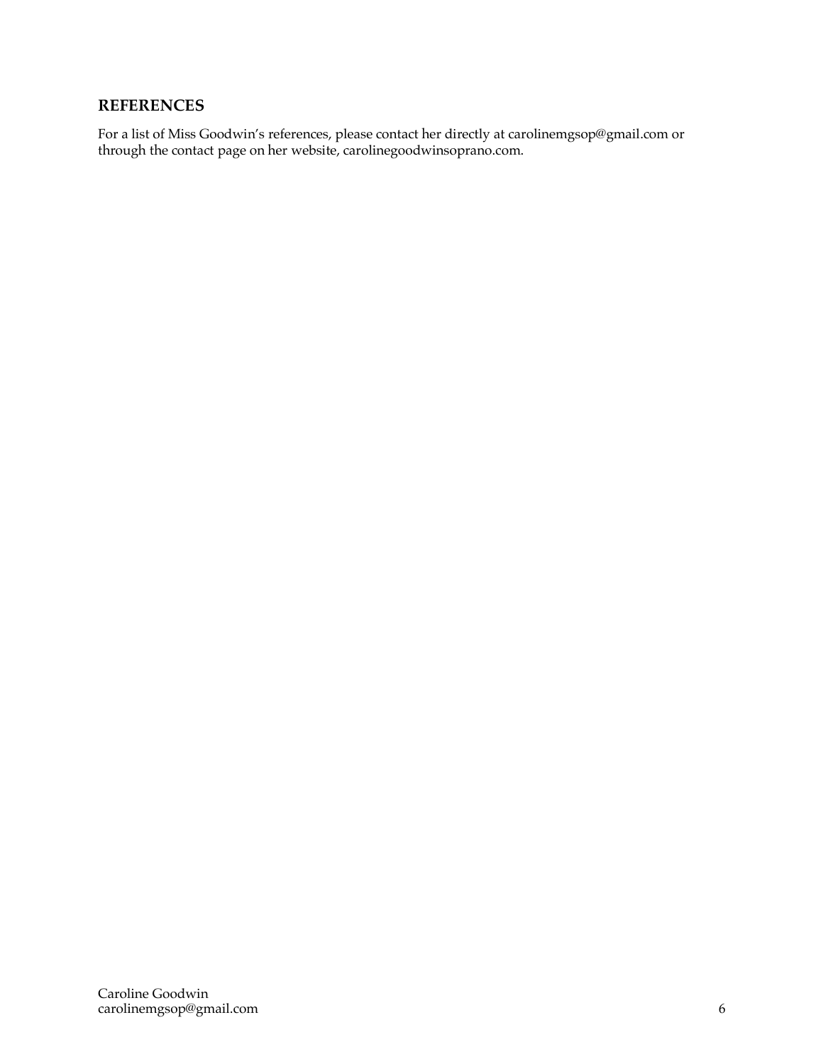## REFERENCES

For a list of Miss Goodwin's references, please contact her directly at carolinemgsop@gmail.com or through the contact page on her website, carolinegoodwinsoprano.com.